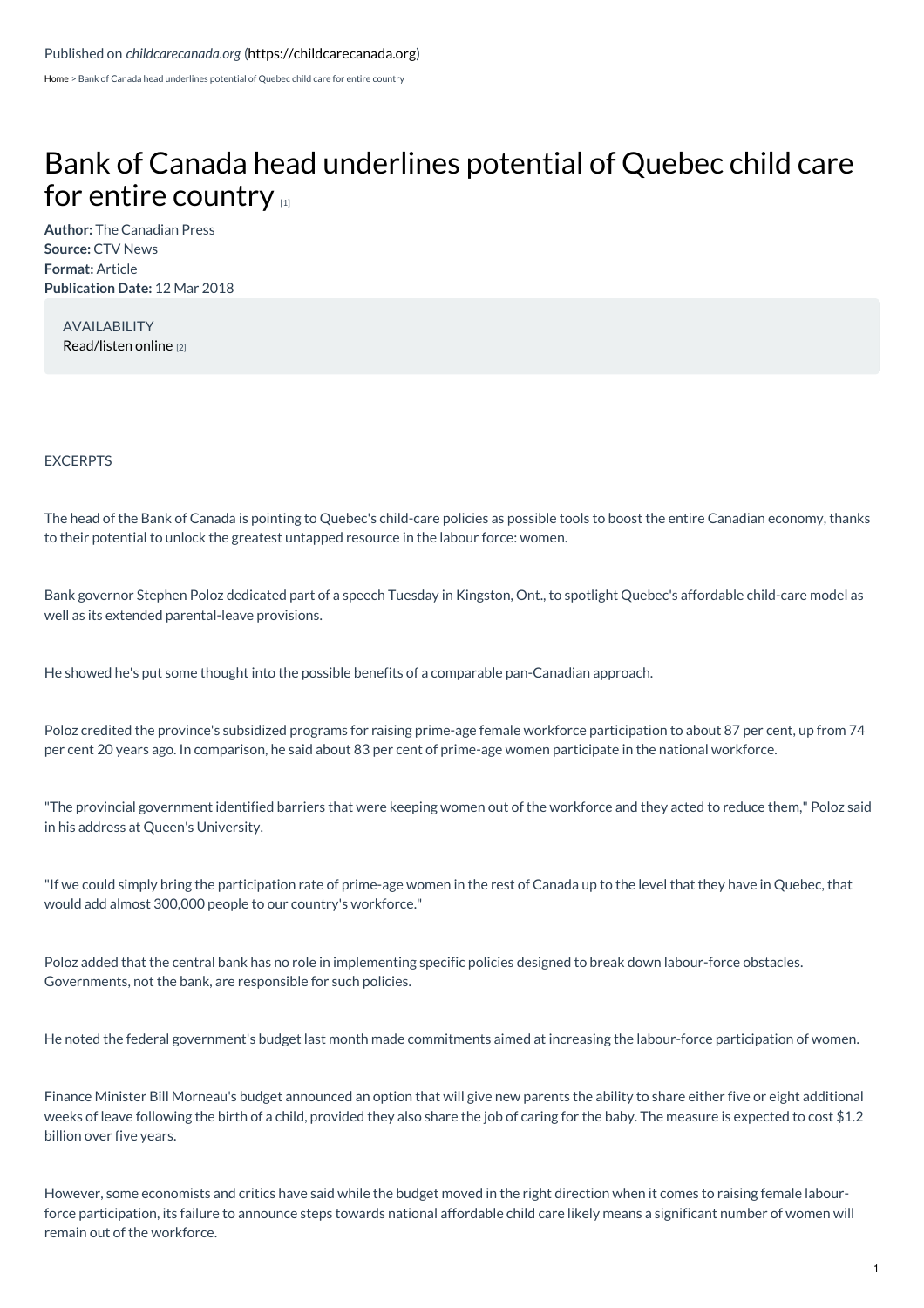Published on *childcarecanada.org* (https://childcarecanada.org)

Home > Bank of Canada head underlines potential of Quebec child care for entire country

# Bank of Canada head underlines potential of Quebec child care for entire country [1]

**Author:** The Canadian Press
**Source:** CTV News
**Format:** Article
**Publication Date:** 12 Mar 2018

AVAILABILITY
Read/listen online [2]

EXCERPTS

The head of the Bank of Canada is pointing to Quebec's child-care policies as possible tools to boost the entire Canadian economy, thanks to their potential to unlock the greatest untapped resource in the labour force: women.

Bank governor Stephen Poloz dedicated part of a speech Tuesday in Kingston, Ont., to spotlight Quebec's affordable child-care model as well as its extended parental-leave provisions.

He showed he's put some thought into the possible benefits of a comparable pan-Canadian approach.

Poloz credited the province's subsidized programs for raising prime-age female workforce participation to about 87 per cent, up from 74 per cent 20 years ago. In comparison, he said about 83 per cent of prime-age women participate in the national workforce.

"The provincial government identified barriers that were keeping women out of the workforce and they acted to reduce them," Poloz said in his address at Queen's University.

"If we could simply bring the participation rate of prime-age women in the rest of Canada up to the level that they have in Quebec, that would add almost 300,000 people to our country's workforce."

Poloz added that the central bank has no role in implementing specific policies designed to break down labour-force obstacles. Governments, not the bank, are responsible for such policies.

He noted the federal government's budget last month made commitments aimed at increasing the labour-force participation of women.

Finance Minister Bill Morneau's budget announced an option that will give new parents the ability to share either five or eight additional weeks of leave following the birth of a child, provided they also share the job of caring for the baby. The measure is expected to cost $1.2 billion over five years.

However, some economists and critics have said while the budget moved in the right direction when it comes to raising female labour-force participation, its failure to announce steps towards national affordable child care likely means a significant number of women will remain out of the workforce.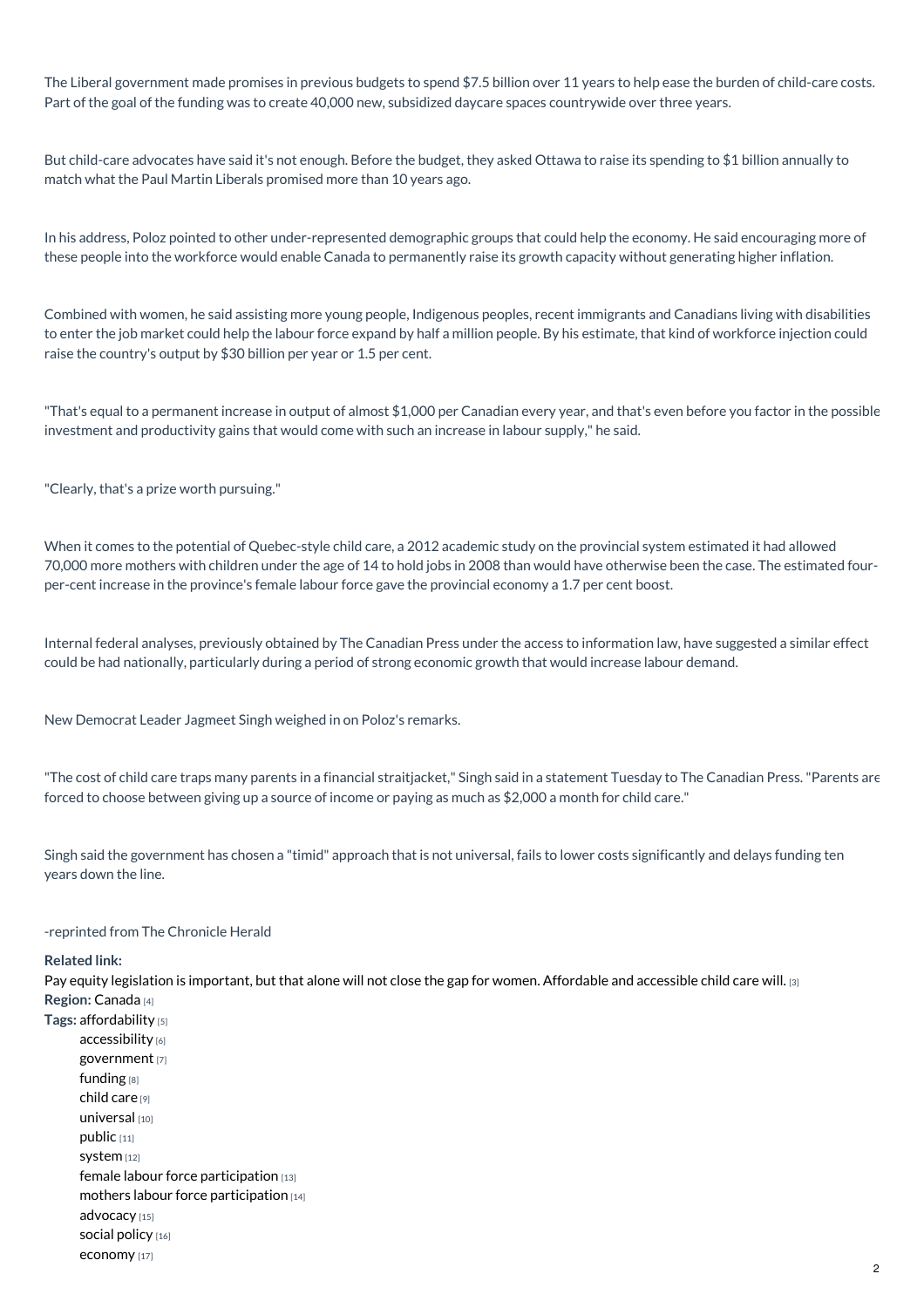The Liberal government made promises in previous budgets to spend $7.5 billion over 11 years to help ease the burden of child-care costs. Part of the goal of the funding was to create 40,000 new, subsidized daycare spaces countrywide over three years.

But child-care advocates have said it's not enough. Before the budget, they asked Ottawa to raise its spending to $1 billion annually to match what the Paul Martin Liberals promised more than 10 years ago.

In his address, Poloz pointed to other under-represented demographic groups that could help the economy. He said encouraging more of these people into the workforce would enable Canada to permanently raise its growth capacity without generating higher inflation.

Combined with women, he said assisting more young people, Indigenous peoples, recent immigrants and Canadians living with disabilities to enter the job market could help the labour force expand by half a million people. By his estimate, that kind of workforce injection could raise the country's output by $30 billion per year or 1.5 per cent.

"That's equal to a permanent increase in output of almost $1,000 per Canadian every year, and that's even before you factor in the possible investment and productivity gains that would come with such an increase in labour supply," he said.

"Clearly, that's a prize worth pursuing."

When it comes to the potential of Quebec-style child care, a 2012 academic study on the provincial system estimated it had allowed 70,000 more mothers with children under the age of 14 to hold jobs in 2008 than would have otherwise been the case. The estimated four-per-cent increase in the province's female labour force gave the provincial economy a 1.7 per cent boost.

Internal federal analyses, previously obtained by The Canadian Press under the access to information law, have suggested a similar effect could be had nationally, particularly during a period of strong economic growth that would increase labour demand.

New Democrat Leader Jagmeet Singh weighed in on Poloz's remarks.

"The cost of child care traps many parents in a financial straitjacket," Singh said in a statement Tuesday to The Canadian Press. "Parents are forced to choose between giving up a source of income or paying as much as $2,000 a month for child care."

Singh said the government has chosen a "timid" approach that is not universal, fails to lower costs significantly and delays funding ten years down the line.

-reprinted from The Chronicle Herald

**Related link:**
Pay equity legislation is important, but that alone will not close the gap for women. Affordable and accessible child care will. [3]
**Region:** Canada [4]
**Tags:** affordability [5]
- accessibility [6]
- government [7]
- funding [8]
- child care [9]
- universal [10]
- public [11]
- system [12]
- female labour force participation [13]
- mothers labour force participation [14]
- advocacy [15]
- social policy [16]
- economy [17]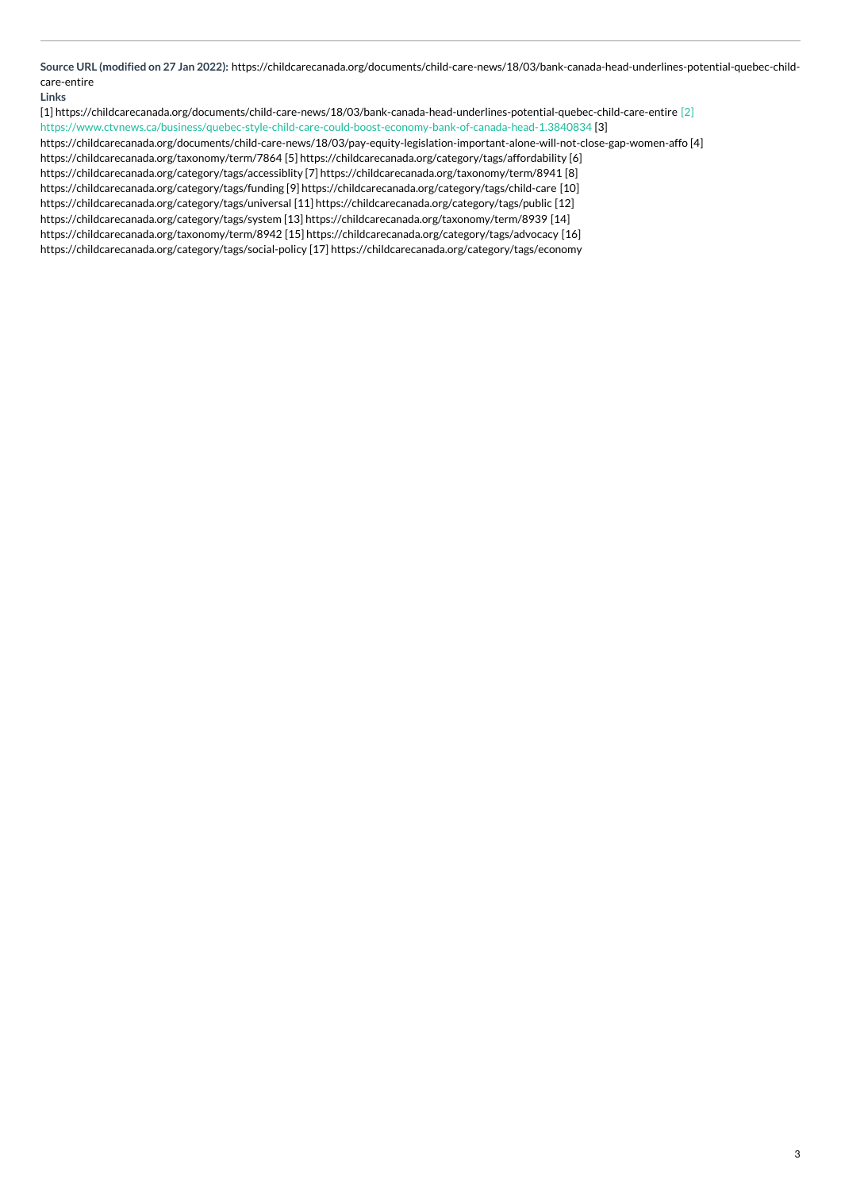**Source URL (modified on 27 Jan 2022):** https://childcarecanada.org/documents/child-care-news/18/03/bank-canada-head-underlines-potential-quebec-child-care-entire

**Links**

[1] https://childcarecanada.org/documents/child-care-news/18/03/bank-canada-head-underlines-potential-quebec-child-care-entire [2] https://www.ctvnews.ca/business/quebec-style-child-care-could-boost-economy-bank-of-canada-head-1.3840834 [3] https://childcarecanada.org/documents/child-care-news/18/03/pay-equity-legislation-important-alone-will-not-close-gap-women-affo [4] https://childcarecanada.org/taxonomy/term/7864 [5] https://childcarecanada.org/category/tags/affordability [6] https://childcarecanada.org/category/tags/accessiblity [7] https://childcarecanada.org/taxonomy/term/8941 [8] https://childcarecanada.org/category/tags/funding [9] https://childcarecanada.org/category/tags/child-care [10] https://childcarecanada.org/category/tags/universal [11] https://childcarecanada.org/category/tags/public [12] https://childcarecanada.org/category/tags/system [13] https://childcarecanada.org/taxonomy/term/8939 [14] https://childcarecanada.org/taxonomy/term/8942 [15] https://childcarecanada.org/category/tags/advocacy [16] https://childcarecanada.org/category/tags/social-policy [17] https://childcarecanada.org/category/tags/economy